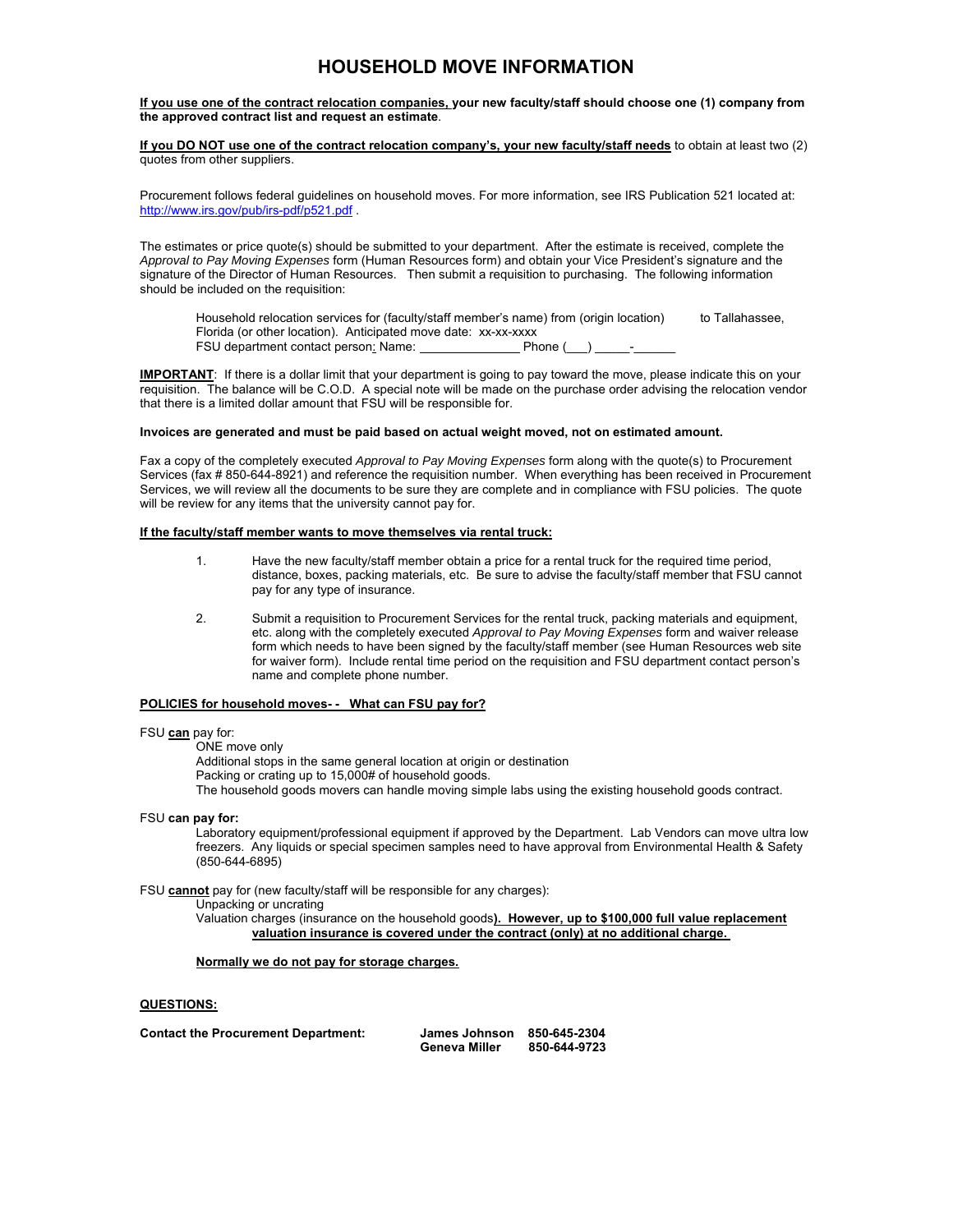# HOUSEHOLD MOVE INFORMATION

**<u>If you use one of the contract relocation companies,</u> your new faculty/staff should choose one (1) company from the approved contract list and request an estimate**.

**<u>If you DO NOT use one of the contract relocation company's, your new faculty/staff needs</u>** to obtain at least two (2) quotes from other suppliers.

Procurement follows federal guidelines on household moves. For more information, see IRS Publication 521 located at: http://www.irs.gov/pub/irs-pdf/p521.pdf .

The estimates or price quote(s) should be submitted to your department. After the estimate is received, complete the *Approval to Pay Moving Expenses* form (Human Resources form) and obtain your Vice President's signature and the signature of the Director of Human Resources. Then submit a requisition to purchasing. The following information should be included on the requisition:

> Household relocation services for (faculty/staff member's name) from (origin location) to Tallahassee, Florida (or other location). Anticipated move date: xx-xx-xxxx
> FSU department contact person: Name: ______________ Phone (___) _____-______

**<u>IMPORTANT</u>**: If there is a dollar limit that your department is going to pay toward the move, please indicate this on your requisition. The balance will be C.O.D. A special note will be made on the purchase order advising the relocation vendor that there is a limited dollar amount that FSU will be responsible for.

**Invoices are generated and must be paid based on actual weight moved, not on estimated amount.**

Fax a copy of the completely executed *Approval to Pay Moving Expenses* form along with the quote(s) to Procurement Services (fax # 850-644-8921) and reference the requisition number. When everything has been received in Procurement Services, we will review all the documents to be sure they are complete and in compliance with FSU policies. The quote will be review for any items that the university cannot pay for.

**<u>If the faculty/staff member wants to move themselves via rental truck:</u>**

1. Have the new faculty/staff member obtain a price for a rental truck for the required time period, distance, boxes, packing materials, etc. Be sure to advise the faculty/staff member that FSU cannot pay for any type of insurance.

2. Submit a requisition to Procurement Services for the rental truck, packing materials and equipment, etc. along with the completely executed *Approval to Pay Moving Expenses* form and waiver release form which needs to have been signed by the faculty/staff member (see Human Resources web site for waiver form). Include rental time period on the requisition and FSU department contact person's name and complete phone number.

**<u>POLICIES for household moves- - What can FSU pay for?</u>**

FSU **<u>can</u>** pay for:

- ONE move only
- Additional stops in the same general location at origin or destination
- Packing or crating up to 15,000# of household goods.
- The household goods movers can handle moving simple labs using the existing household goods contract.

FSU **can pay for:**

- Laboratory equipment/professional equipment if approved by the Department. Lab Vendors can move ultra low freezers. Any liquids or special specimen samples need to have approval from Environmental Health & Safety (850-644-6895)

FSU **<u>cannot</u>** pay for (new faculty/staff will be responsible for any charges):

- Unpacking or uncrating
- Valuation charges (insurance on the household goods**<u>). However, up to $100,000 full value replacement valuation insurance is covered under the contract (only) at no additional charge.</u>**

**<u>Normally we do not pay for storage charges.</u>**

**<u>QUESTIONS:</u>**

| **Contact the Procurement Department:** | **James Johnson** | **850-645-2304** |
|---|---|---|
| | **Geneva Miller** | **850-644-9723** |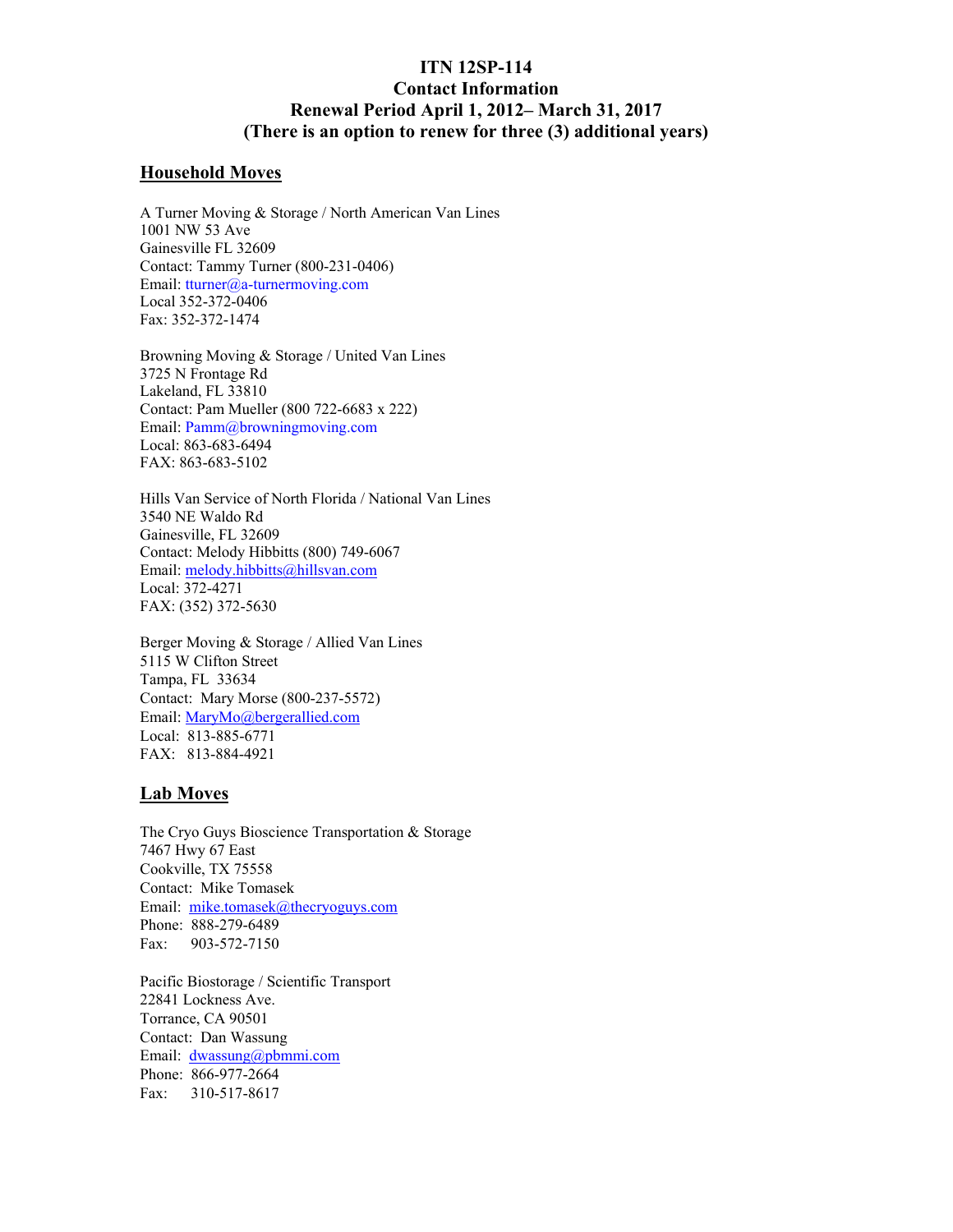# ITN 12SP-114
# Contact Information
# Renewal Period April 1, 2012– March 31, 2017
# (There is an option to renew for three (3) additional years)

## Household Moves

A Turner Moving & Storage / North American Van Lines
1001 NW 53 Ave
Gainesville FL 32609
Contact: Tammy Turner (800-231-0406)
Email: tturner@a-turnermoving.com
Local 352-372-0406
Fax: 352-372-1474

Browning Moving & Storage / United Van Lines
3725 N Frontage Rd
Lakeland, FL 33810
Contact: Pam Mueller (800 722-6683 x 222)
Email: Pamm@browningmoving.com
Local: 863-683-6494
FAX: 863-683-5102

Hills Van Service of North Florida / National Van Lines
3540 NE Waldo Rd
Gainesville, FL 32609
Contact: Melody Hibbitts (800) 749-6067
Email: melody.hibbitts@hillsvan.com
Local: 372-4271
FAX: (352) 372-5630

Berger Moving & Storage / Allied Van Lines
5115 W Clifton Street
Tampa, FL 33634
Contact: Mary Morse (800-237-5572)
Email: MaryMo@bergerallied.com
Local: 813-885-6771
FAX: 813-884-4921

## Lab Moves

The Cryo Guys Bioscience Transportation & Storage
7467 Hwy 67 East
Cookville, TX 75558
Contact: Mike Tomasek
Email: mike.tomasek@thecryoguys.com
Phone: 888-279-6489
Fax: 903-572-7150

Pacific Biostorage / Scientific Transport
22841 Lockness Ave.
Torrance, CA 90501
Contact: Dan Wassung
Email: dwassung@pbmmi.com
Phone: 866-977-2664
Fax: 310-517-8617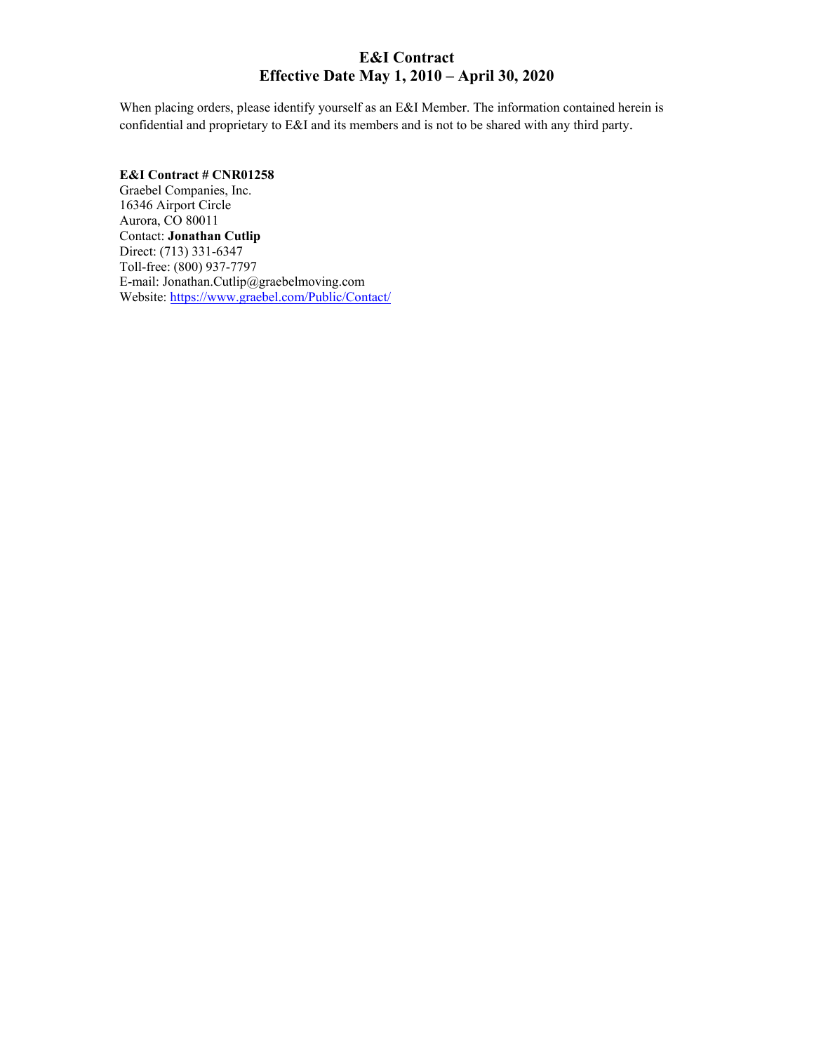# E&I Contract
# Effective Date May 1, 2010 – April 30, 2020

When placing orders, please identify yourself as an E&I Member. The information contained herein is confidential and proprietary to E&I and its members and is not to be shared with any third party.

**E&I Contract # CNR01258**
Graebel Companies, Inc.
16346 Airport Circle
Aurora, CO 80011
Contact: **Jonathan Cutlip**
Direct: (713) 331-6347
Toll-free: (800) 937-7797
E-mail: Jonathan.Cutlip@graebelmoving.com
Website: https://www.graebel.com/Public/Contact/